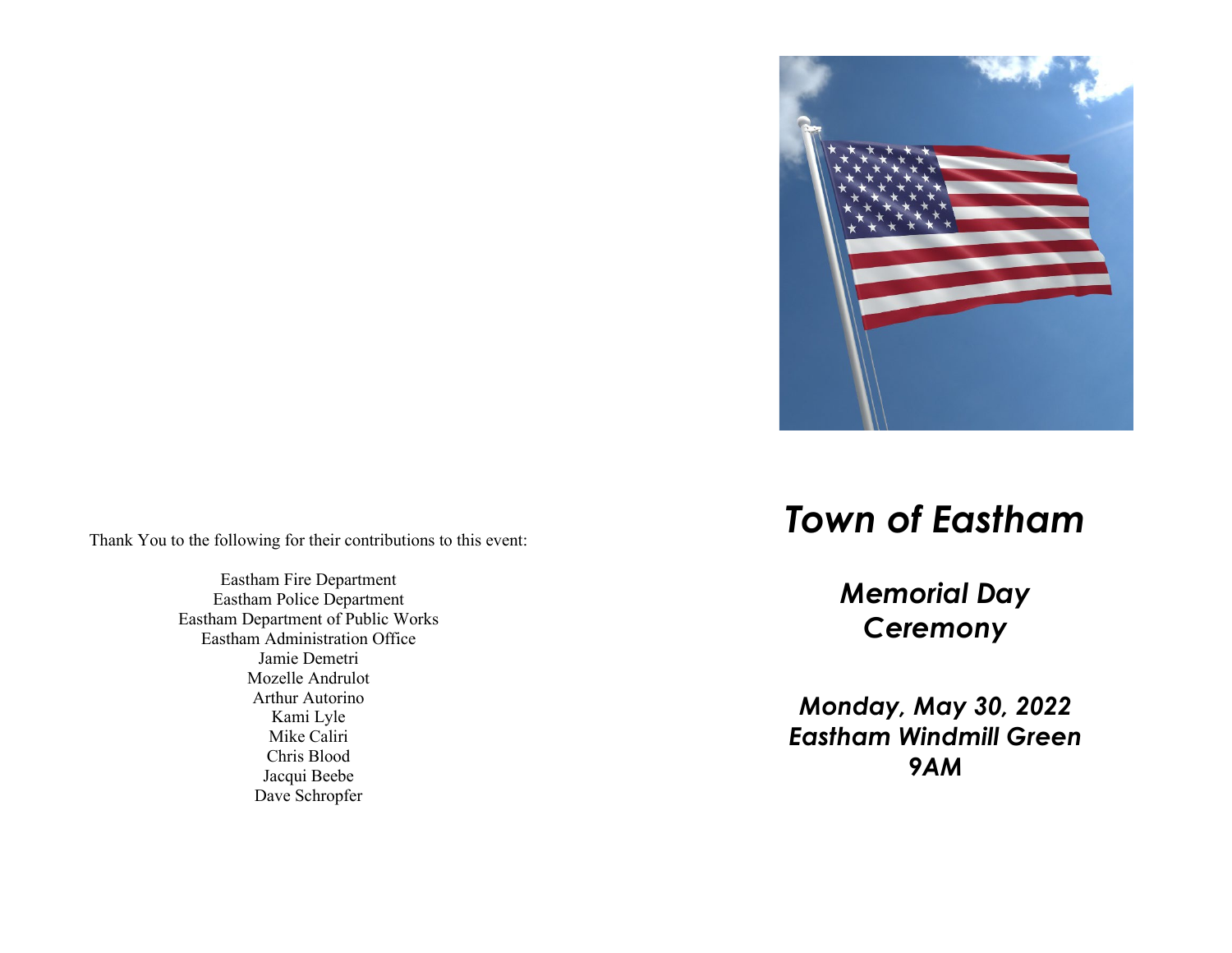Thank You to the following for their contributions to this event:

Eastham Fire Department
Eastham Police Department
Eastham Department of Public Works
Eastham Administration Office
Jamie Demetri
Mozelle Andrulot
Arthur Autorino
Kami Lyle
Mike Caliri
Chris Blood
Jacqui Beebe
Dave Schropfer

# *Town of Eastham*

## *Memorial Day Ceremony*

***Monday, May 30, 2022***
***Eastham Windmill Green***
***9AM***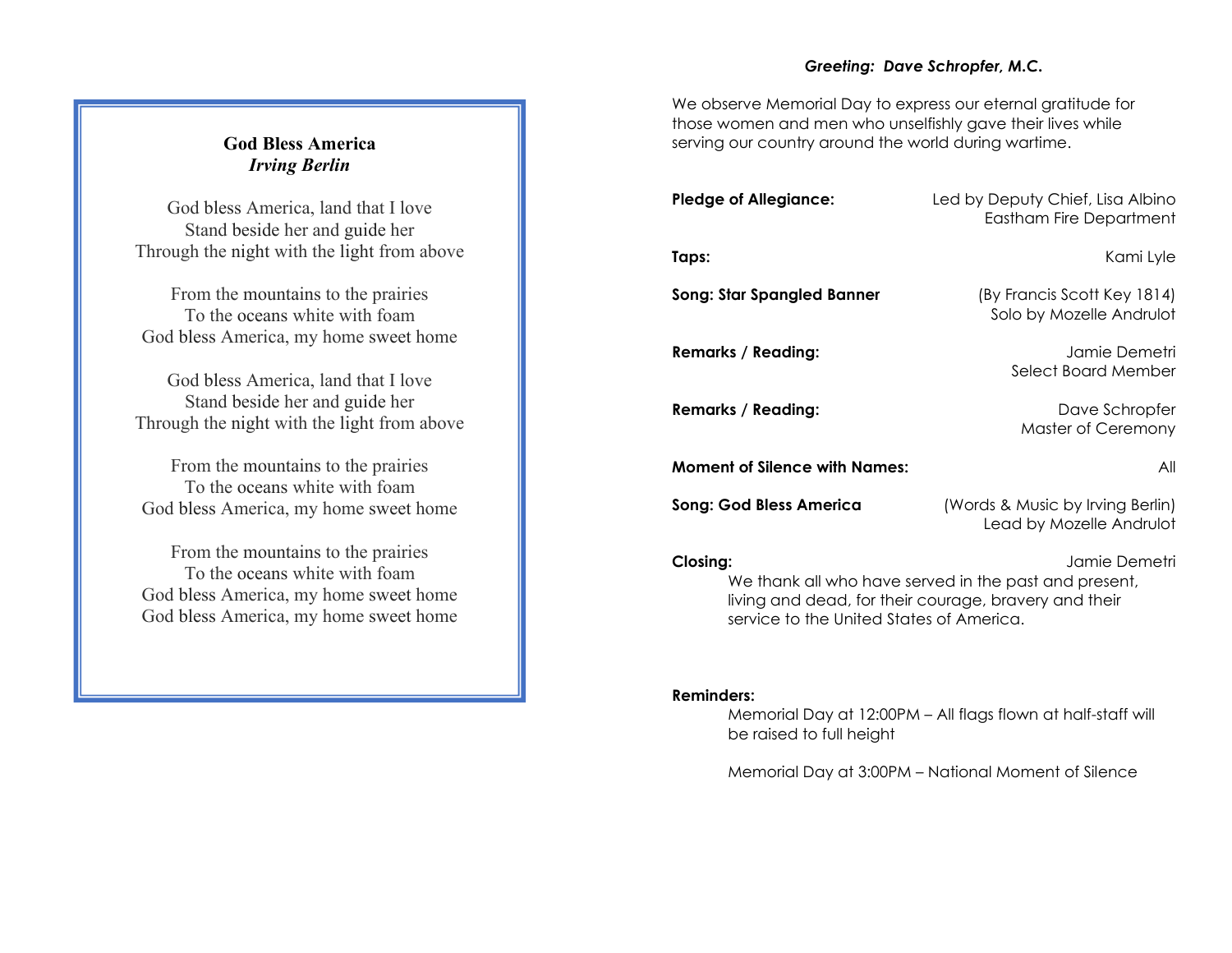## God Bless America
*Irving Berlin*

God bless America, land that I love
Stand beside her and guide her
Through the night with the light from above

From the mountains to the prairies
To the oceans white with foam
God bless America, my home sweet home

God bless America, land that I love
Stand beside her and guide her
Through the night with the light from above

From the mountains to the prairies
To the oceans white with foam
God bless America, my home sweet home

From the mountains to the prairies
To the oceans white with foam
God bless America, my home sweet home
God bless America, my home sweet home

***Greeting: Dave Schropfer, M.C.***

We observe Memorial Day to express our eternal gratitude for those women and men who unselfishly gave their lives while serving our country around the world during wartime.

**Pledge of Allegiance:** Led by Deputy Chief, Lisa Albino, Eastham Fire Department

**Taps:** Kami Lyle

**Song: Star Spangled Banner** (By Francis Scott Key 1814) Solo by Mozelle Andrulot

**Remarks / Reading:** Jamie Demetri, Select Board Member

**Remarks / Reading:** Dave Schropfer, Master of Ceremony

**Moment of Silence with Names:** All

**Song: God Bless America** (Words & Music by Irving Berlin) Lead by Mozelle Andrulot

**Closing:** Jamie Demetri

We thank all who have served in the past and present, living and dead, for their courage, bravery and their service to the United States of America.

**Reminders:**

Memorial Day at 12:00PM – All flags flown at half-staff will be raised to full height

Memorial Day at 3:00PM – National Moment of Silence